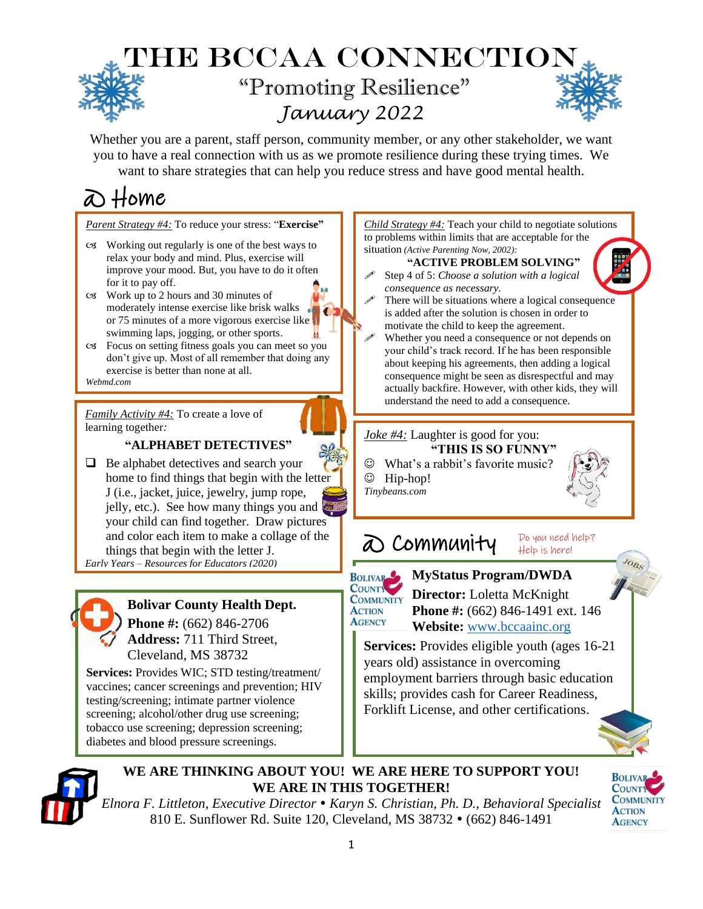# THE BCCAA CONNECTION

## "Promoting Resilience"

### January 2022

Whether you are a parent, staff person, community member, or any other stakeholder, we want you to have a real connection with us as we promote resilience during these trying times. We want to share strategies that can help you reduce stress and have good mental health.

## @ Home

*Parent Strategy #4:* To reduce your stress: "**Exercise**"

- Working out regularly is one of the best ways to relax your body and mind. Plus, exercise will improve your mood. But, you have to do it often for it to pay off.
- Work up to 2 hours and 30 minutes of moderately intense exercise like brisk walks or 75 minutes of a more vigorous exercise like swimming laps, jogging, or other sports.
- Focus on setting fitness goals you can meet so you don't give up. Most of all remember that doing any exercise is better than none at all.

*Webmd.com*

*Child Strategy #4:* Teach your child to negotiate solutions to problems within limits that are acceptable for the situation *(Active Parenting Now, 2002):*

**"ACTIVE PROBLEM SOLVING"**

- Step 4 of 5: *Choose a solution with a logical consequence as necessary.*
- There will be situations where a logical consequence is added after the solution is chosen in order to motivate the child to keep the agreement.
- Whether you need a consequence or not depends on your child's track record. If he has been responsible about keeping his agreements, then adding a logical consequence might be seen as disrespectful and may actually backfire. However, with other kids, they will understand the need to add a consequence.

*Family Activity #4:* To create a love of learning together*:*

**"ALPHABET DETECTIVES"**

- Be alphabet detectives and search your home to find things that begin with the letter J (i.e., jacket, juice, jewelry, jump rope, jelly, etc.). See how many things you and your child can find together. Draw pictures and color each item to make a collage of the things that begin with the letter J.

*Early Years – Resources for Educators (2020)*

*Joke #4:* Laughter is good for you:

**"THIS IS SO FUNNY"**

- ☺ What's a rabbit's favorite music?
- ☺ Hip-hop!

*Tinybeans.com*

## @ Community

Do you need help? Help is here!

**Bolivar County Health Dept.**
**Phone #:** (662) 846-2706
**Address:** 711 Third Street, Cleveland, MS 38732

**Services:** Provides WIC; STD testing/treatment/ vaccines; cancer screenings and prevention; HIV testing/screening; intimate partner violence screening; alcohol/other drug use screening; tobacco use screening; depression screening; diabetes and blood pressure screenings.

**MyStatus Program/DWDA**
**Director:** Loletta McKnight
**Phone #:** (662) 846-1491 ext. 146
**Website:** www.bccaainc.org

**Services:** Provides eligible youth (ages 16-21 years old) assistance in overcoming employment barriers through basic education skills; provides cash for Career Readiness, Forklift License, and other certifications.

**WE ARE THINKING ABOUT YOU! WE ARE HERE TO SUPPORT YOU! WE ARE IN THIS TOGETHER!**

*Elnora F. Littleton, Executive Director* • *Karyn S. Christian, Ph. D., Behavioral Specialist*
810 E. Sunflower Rd. Suite 120, Cleveland, MS 38732 • (662) 846-1491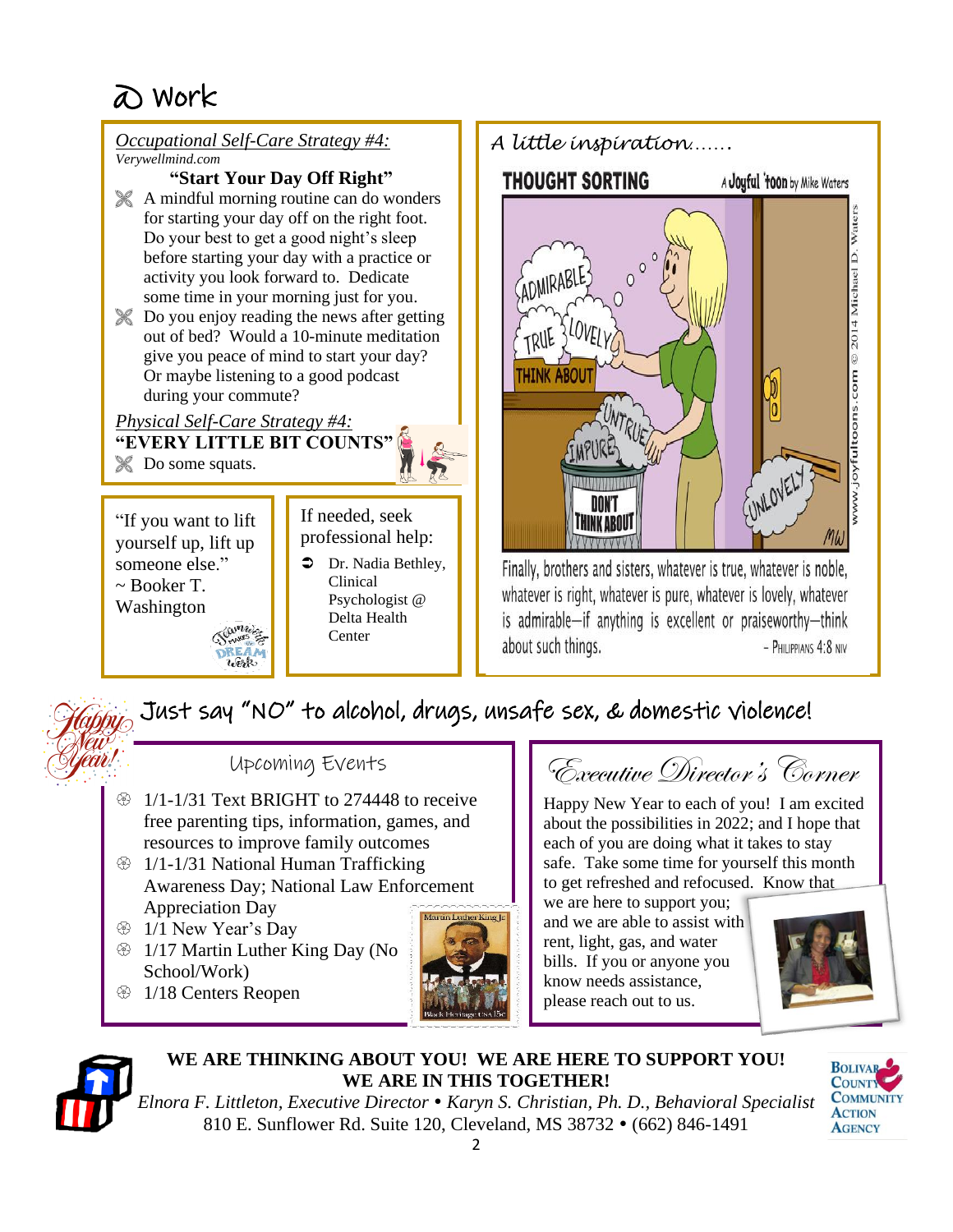# @ Work

*Occupational Self-Care Strategy #4:*
*Verywellmind.com*

**"Start Your Day Off Right"**

- A mindful morning routine can do wonders for starting your day off on the right foot. Do your best to get a good night's sleep before starting your day with a practice or activity you look forward to. Dedicate some time in your morning just for you.
- Do you enjoy reading the news after getting out of bed? Would a 10-minute meditation give you peace of mind to start your day? Or maybe listening to a good podcast during your commute?

*Physical Self-Care Strategy #4:*

**"EVERY LITTLE BIT COUNTS"**

- Do some squats.

"If you want to lift yourself up, lift up someone else."
~ Booker T. Washington

If needed, seek professional help:

- Dr. Nadia Bethley, Clinical Psychologist @ Delta Health Center

*A little inspiration……*

Finally, brothers and sisters, whatever is true, whatever is noble, whatever is right, whatever is pure, whatever is lovely, whatever is admirable—if anything is excellent or praiseworthy—think about such things.
– Philippians 4:8 NIV

## Just say "NO" to alcohol, drugs, unsafe sex, & domestic violence!

### Upcoming Events

- 1/1-1/31 Text BRIGHT to 274448 to receive free parenting tips, information, games, and resources to improve family outcomes
- 1/1-1/31 National Human Trafficking Awareness Day; National Law Enforcement Appreciation Day
- 1/1 New Year's Day
- 1/17 Martin Luther King Day (No School/Work)
- 1/18 Centers Reopen

### Executive Director's Corner

Happy New Year to each of you! I am excited about the possibilities in 2022; and I hope that each of you are doing what it takes to stay safe. Take some time for yourself this month to get refreshed and refocused. Know that we are here to support you; and we are able to assist with rent, light, gas, and water bills. If you or anyone you know needs assistance, please reach out to us.

**WE ARE THINKING ABOUT YOU! WE ARE HERE TO SUPPORT YOU!**
**WE ARE IN THIS TOGETHER!**

*Elnora F. Littleton, Executive Director • Karyn S. Christian, Ph. D., Behavioral Specialist*
810 E. Sunflower Rd. Suite 120, Cleveland, MS 38732 • (662) 846-1491

Bolivar County Community Action Agency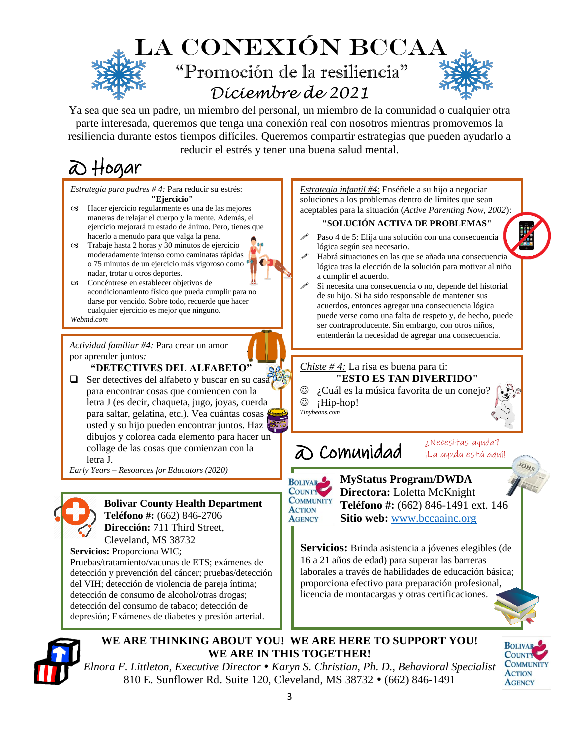# LA CONEXIÓN BCCAA

## "Promoción de la resiliencia"

## Diciembre de 2021

Ya sea que sea un padre, un miembro del personal, un miembro de la comunidad o cualquier otra parte interesada, queremos que tenga una conexión real con nosotros mientras promovemos la resiliencia durante estos tiempos difíciles. Queremos compartir estrategias que pueden ayudarlo a reducir el estrés y tener una buena salud mental.

## @ Hogar

*Estrategia para padres # 4:* Para reducir su estrés:

**"Ejercicio"**

- Hacer ejercicio regularmente es una de las mejores maneras de relajar el cuerpo y la mente. Además, el ejercicio mejorará tu estado de ánimo. Pero, tienes que hacerlo a menudo para que valga la pena.
- Trabaje hasta 2 horas y 30 minutos de ejercicio moderadamente intenso como caminatas rápidas o 75 minutos de un ejercicio más vigoroso como nadar, trotar u otros deportes.
- Concéntrese en establecer objetivos de acondicionamiento físico que pueda cumplir para no darse por vencido. Sobre todo, recuerde que hacer cualquier ejercicio es mejor que ninguno.

*Webmd.com*

*Estrategia infantil #4:* Enséñele a su hijo a negociar soluciones a los problemas dentro de límites que sean aceptables para la situación (*Active Parenting Now, 2002*):

**"SOLUCIÓN ACTIVA DE PROBLEMAS"**

- Paso 4 de 5: Elija una solución con una consecuencia lógica según sea necesario.
- Habrá situaciones en las que se añada una consecuencia lógica tras la elección de la solución para motivar al niño a cumplir el acuerdo.
- Si necesita una consecuencia o no, depende del historial de su hijo. Si ha sido responsable de mantener sus acuerdos, entonces agregar una consecuencia lógica puede verse como una falta de respeto y, de hecho, puede ser contraproducente. Sin embargo, con otros niños, entenderán la necesidad de agregar una consecuencia.

*Actividad familiar #4:* Para crear un amor por aprender juntos*:*

**"DETECTIVES DEL ALFABETO"**

- Ser detectives del alfabeto y buscar en su casa para encontrar cosas que comiencen con la letra J (es decir, chaqueta, jugo, joyas, cuerda para saltar, gelatina, etc.). Vea cuántas cosas usted y su hijo pueden encontrar juntos. Haz dibujos y colorea cada elemento para hacer un collage de las cosas que comienzan con la letra J.

*Early Years – Resources for Educators (2020)*

*Chiste # 4:* La risa es buena para ti:

**"ESTO ES TAN DIVERTIDO"**

- ☺ ¿Cuál es la música favorita de un conejo?
- ☺ ¡Hip-hop!

*Tinybeans.com*

## @ Comunidad

¿Necesitas ayuda? ¡La ayuda está aquí!

**Bolivar County Health Department**
**Teléfono #:** (662) 846-2706
**Dirección:** 711 Third Street, Cleveland, MS 38732

**Servicios:** Proporciona WIC; Pruebas/tratamiento/vacunas de ETS; exámenes de detección y prevención del cáncer; pruebas/detección del VIH; detección de violencia de pareja íntima; detección de consumo de alcohol/otras drogas; detección del consumo de tabaco; detección de depresión; Exámenes de diabetes y presión arterial.

**MyStatus Program/DWDA**
**Directora:** Loletta McKnight
**Teléfono #:** (662) 846-1491 ext. 146
**Sitio web:** www.bccaainc.org

**Servicios:** Brinda asistencia a jóvenes elegibles (de 16 a 21 años de edad) para superar las barreras laborales a través de habilidades de educación básica; proporciona efectivo para preparación profesional, licencia de montacargas y otras certificaciones.

**WE ARE THINKING ABOUT YOU! WE ARE HERE TO SUPPORT YOU! WE ARE IN THIS TOGETHER!**

*Elnora F. Littleton, Executive Director • Karyn S. Christian, Ph. D., Behavioral Specialist*
810 E. Sunflower Rd. Suite 120, Cleveland, MS 38732 • (662) 846-1491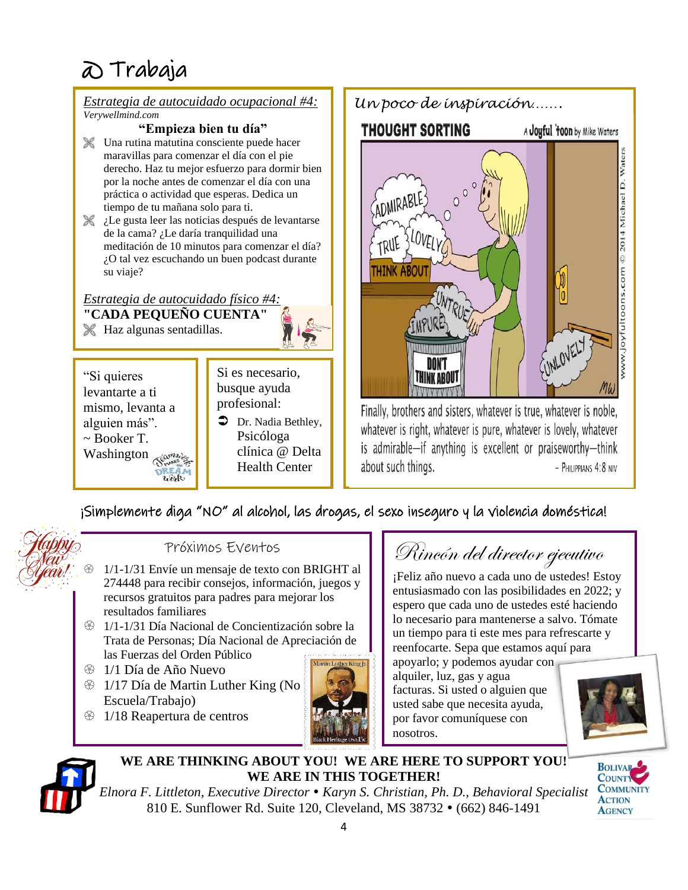# @ Trabaja

*Estrategia de autocuidado ocupacional #4:*
*Verywellmind.com*

**"Empieza bien tu día"**

- Una rutina matutina consciente puede hacer maravillas para comenzar el día con el pie derecho. Haz tu mejor esfuerzo para dormir bien por la noche antes de comenzar el día con una práctica o actividad que esperas. Dedica un tiempo de tu mañana solo para ti.
- ¿Le gusta leer las noticias después de levantarse de la cama? ¿Le daría tranquilidad una meditación de 10 minutos para comenzar el día? ¿O tal vez escuchando un buen podcast durante su viaje?

*Estrategia de autocuidado físico #4:*

**"CADA PEQUEÑO CUENTA"**

- Haz algunas sentadillas.

"Si quieres levantarte a ti mismo, levanta a alguien más".
~ Booker T. Washington

Si es necesario, busque ayuda profesional:

- Dr. Nadia Bethley, Psicóloga clínica @ Delta Health Center

## Un poco de inspiración……

THOUGHT SORTING — A Joyful 'toon by Mike Waters

Finally, brothers and sisters, whatever is true, whatever is noble, whatever is right, whatever is pure, whatever is lovely, whatever is admirable—if anything is excellent or praiseworthy—think about such things.
– PHILIPPIANS 4:8 NIV

¡Simplemente diga "NO" al alcohol, las drogas, el sexo inseguro y la violencia doméstica!

## Próximos Eventos

- 1/1-1/31 Envíe un mensaje de texto con BRIGHT al 274448 para recibir consejos, información, juegos y recursos gratuitos para padres para mejorar los resultados familiares
- 1/1-1/31 Día Nacional de Concientización sobre la Trata de Personas; Día Nacional de Apreciación de las Fuerzas del Orden Público
- 1/1 Día de Año Nuevo
- 1/17 Día de Martin Luther King (No Escuela/Trabajo)
- 1/18 Reapertura de centros

## Rincón del director ejecutivo

¡Feliz año nuevo a cada uno de ustedes! Estoy entusiasmado con las posibilidades en 2022; y espero que cada uno de ustedes esté haciendo lo necesario para mantenerse a salvo. Tómate un tiempo para ti este mes para refrescarte y reenfocarte. Sepa que estamos aquí para apoyarlo; y podemos ayudar con alquiler, luz, gas y agua facturas. Si usted o alguien que usted sabe que necesita ayuda, por favor comuníquese con nosotros.

**WE ARE THINKING ABOUT YOU! WE ARE HERE TO SUPPORT YOU!**
**WE ARE IN THIS TOGETHER!**

*Elnora F. Littleton, Executive Director* • *Karyn S. Christian, Ph. D., Behavioral Specialist*
810 E. Sunflower Rd. Suite 120, Cleveland, MS 38732 • (662) 846-1491

Bolivar County Community Action Agency